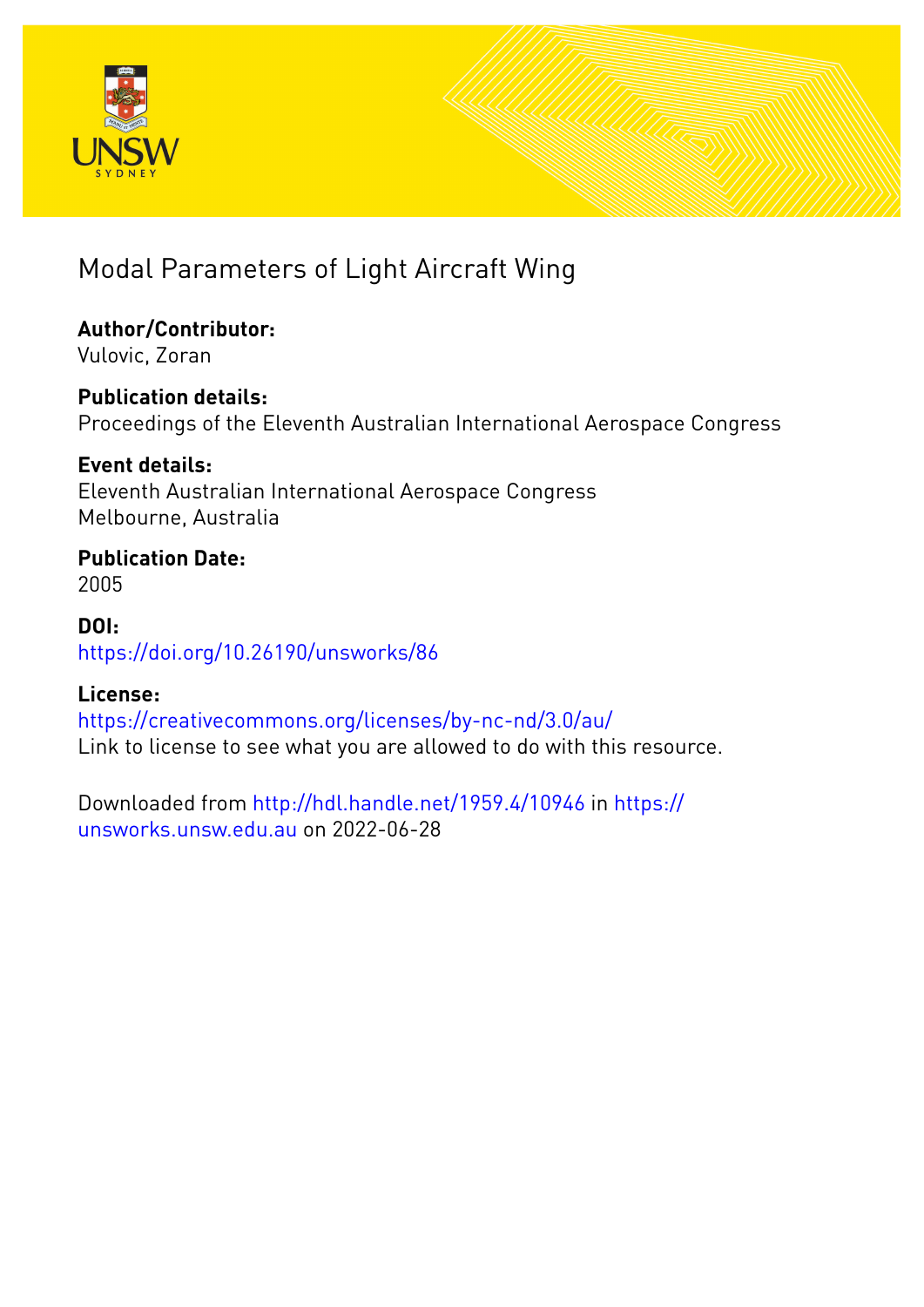# Modal Parameters of Light Aircraft Wing

**Author/Contributor:**
Vulovic, Zoran

**Publication details:**
Proceedings of the Eleventh Australian International Aerospace Congress

**Event details:**
Eleventh Australian International Aerospace Congress
Melbourne, Australia

**Publication Date:**
2005

**DOI:**
https://doi.org/10.26190/unsworks/86

**License:**
https://creativecommons.org/licenses/by-nc-nd/3.0/au/
Link to license to see what you are allowed to do with this resource.

Downloaded from http://hdl.handle.net/1959.4/10946 in https://unsworks.unsw.edu.au on 2022-06-28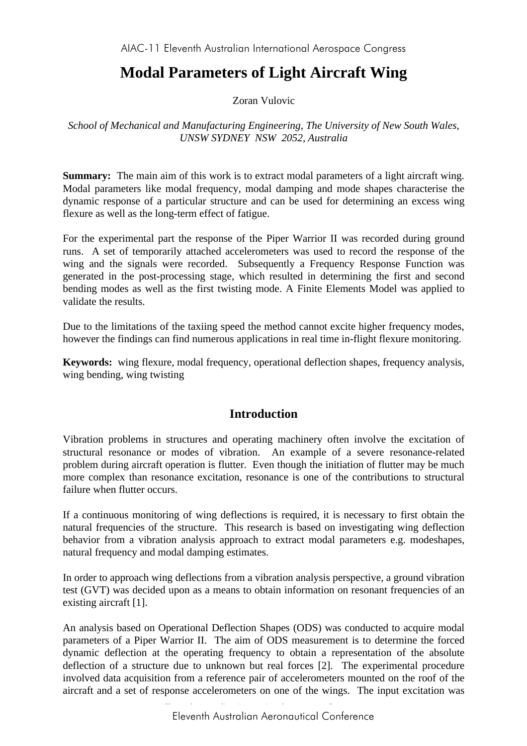# Modal Parameters of Light Aircraft Wing

Zoran Vulovic

*School of Mechanical and Manufacturing Engineering, The University of New South Wales, UNSW SYDNEY NSW 2052, Australia*

**Summary:** The main aim of this work is to extract modal parameters of a light aircraft wing. Modal parameters like modal frequency, modal damping and mode shapes characterise the dynamic response of a particular structure and can be used for determining an excess wing flexure as well as the long-term effect of fatigue.

For the experimental part the response of the Piper Warrior II was recorded during ground runs. A set of temporarily attached accelerometers was used to record the response of the wing and the signals were recorded. Subsequently a Frequency Response Function was generated in the post-processing stage, which resulted in determining the first and second bending modes as well as the first twisting mode. A Finite Elements Model was applied to validate the results.

Due to the limitations of the taxiing speed the method cannot excite higher frequency modes, however the findings can find numerous applications in real time in-flight flexure monitoring.

**Keywords:** wing flexure, modal frequency, operational deflection shapes, frequency analysis, wing bending, wing twisting

## Introduction

Vibration problems in structures and operating machinery often involve the excitation of structural resonance or modes of vibration. An example of a severe resonance-related problem during aircraft operation is flutter. Even though the initiation of flutter may be much more complex than resonance excitation, resonance is one of the contributions to structural failure when flutter occurs.

If a continuous monitoring of wing deflections is required, it is necessary to first obtain the natural frequencies of the structure. This research is based on investigating wing deflection behavior from a vibration analysis approach to extract modal parameters e.g. modeshapes, natural frequency and modal damping estimates.

In order to approach wing deflections from a vibration analysis perspective, a ground vibration test (GVT) was decided upon as a means to obtain information on resonant frequencies of an existing aircraft [1].

An analysis based on Operational Deflection Shapes (ODS) was conducted to acquire modal parameters of a Piper Warrior II. The aim of ODS measurement is to determine the forced dynamic deflection at the operating frequency to obtain a representation of the absolute deflection of a structure due to unknown but real forces [2]. The experimental procedure involved data acquisition from a reference pair of accelerometers mounted on the roof of the aircraft and a set of response accelerometers on one of the wings. The input excitation was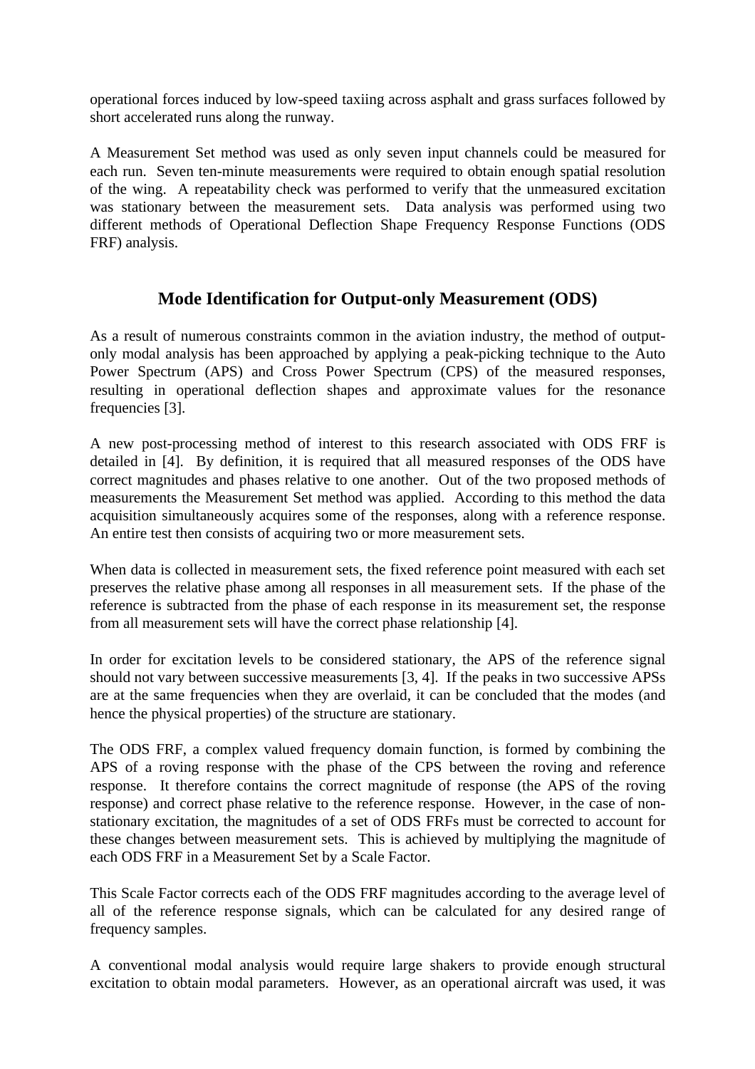operational forces induced by low-speed taxiing across asphalt and grass surfaces followed by short accelerated runs along the runway.

A Measurement Set method was used as only seven input channels could be measured for each run. Seven ten-minute measurements were required to obtain enough spatial resolution of the wing. A repeatability check was performed to verify that the unmeasured excitation was stationary between the measurement sets. Data analysis was performed using two different methods of Operational Deflection Shape Frequency Response Functions (ODS FRF) analysis.

## Mode Identification for Output-only Measurement (ODS)

As a result of numerous constraints common in the aviation industry, the method of output-only modal analysis has been approached by applying a peak-picking technique to the Auto Power Spectrum (APS) and Cross Power Spectrum (CPS) of the measured responses, resulting in operational deflection shapes and approximate values for the resonance frequencies [3].

A new post-processing method of interest to this research associated with ODS FRF is detailed in [4]. By definition, it is required that all measured responses of the ODS have correct magnitudes and phases relative to one another. Out of the two proposed methods of measurements the Measurement Set method was applied. According to this method the data acquisition simultaneously acquires some of the responses, along with a reference response. An entire test then consists of acquiring two or more measurement sets.

When data is collected in measurement sets, the fixed reference point measured with each set preserves the relative phase among all responses in all measurement sets. If the phase of the reference is subtracted from the phase of each response in its measurement set, the response from all measurement sets will have the correct phase relationship [4].

In order for excitation levels to be considered stationary, the APS of the reference signal should not vary between successive measurements [3, 4]. If the peaks in two successive APSs are at the same frequencies when they are overlaid, it can be concluded that the modes (and hence the physical properties) of the structure are stationary.

The ODS FRF, a complex valued frequency domain function, is formed by combining the APS of a roving response with the phase of the CPS between the roving and reference response. It therefore contains the correct magnitude of response (the APS of the roving response) and correct phase relative to the reference response. However, in the case of non-stationary excitation, the magnitudes of a set of ODS FRFs must be corrected to account for these changes between measurement sets. This is achieved by multiplying the magnitude of each ODS FRF in a Measurement Set by a Scale Factor.

This Scale Factor corrects each of the ODS FRF magnitudes according to the average level of all of the reference response signals, which can be calculated for any desired range of frequency samples.

A conventional modal analysis would require large shakers to provide enough structural excitation to obtain modal parameters. However, as an operational aircraft was used, it was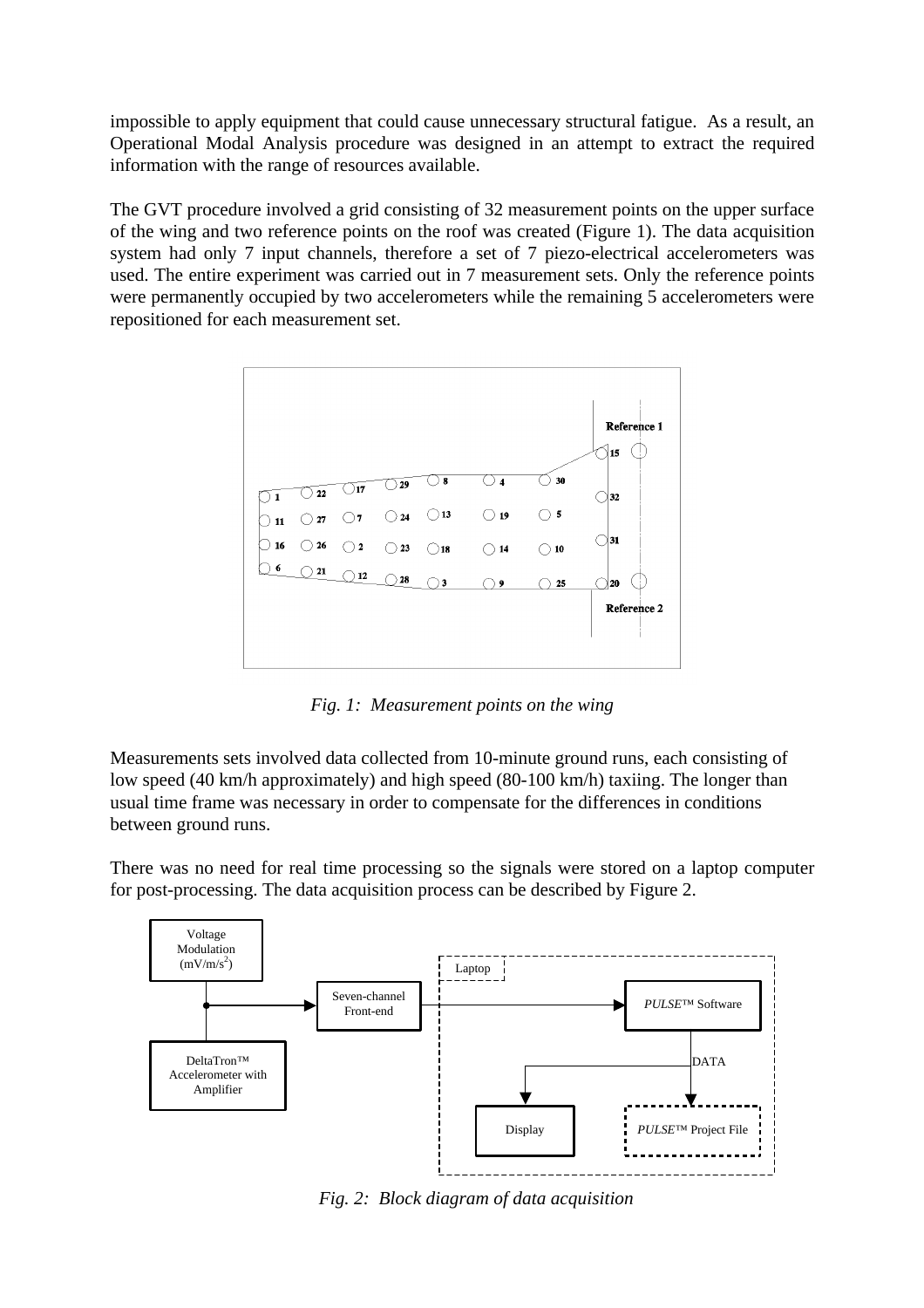impossible to apply equipment that could cause unnecessary structural fatigue. As a result, an Operational Modal Analysis procedure was designed in an attempt to extract the required information with the range of resources available.

The GVT procedure involved a grid consisting of 32 measurement points on the upper surface of the wing and two reference points on the roof was created (Figure 1). The data acquisition system had only 7 input channels, therefore a set of 7 piezo-electrical accelerometers was used. The entire experiment was carried out in 7 measurement sets. Only the reference points were permanently occupied by two accelerometers while the remaining 5 accelerometers were repositioned for each measurement set.

Reference 1
15
30
4
8
29
17
22
1
32
5
19
13
24
7
27
11
31
10
14
18
23
2
26
16
20
25
9
3
28
12
21
6
Reference 2

*Fig. 1: Measurement points on the wing*

Measurements sets involved data collected from 10-minute ground runs, each consisting of low speed (40 km/h approximately) and high speed (80-100 km/h) taxiing. The longer than usual time frame was necessary in order to compensate for the differences in conditions between ground runs.

There was no need for real time processing so the signals were stored on a laptop computer for post-processing. The data acquisition process can be described by Figure 2.

Voltage Modulation ($mV/m/s^2$)
DeltaTron™ Accelerometer with Amplifier
Seven-channel Front-end
Laptop
*PULSE*™ Software
DATA
Display
*PULSE*™ Project File

*Fig. 2: Block diagram of data acquisition*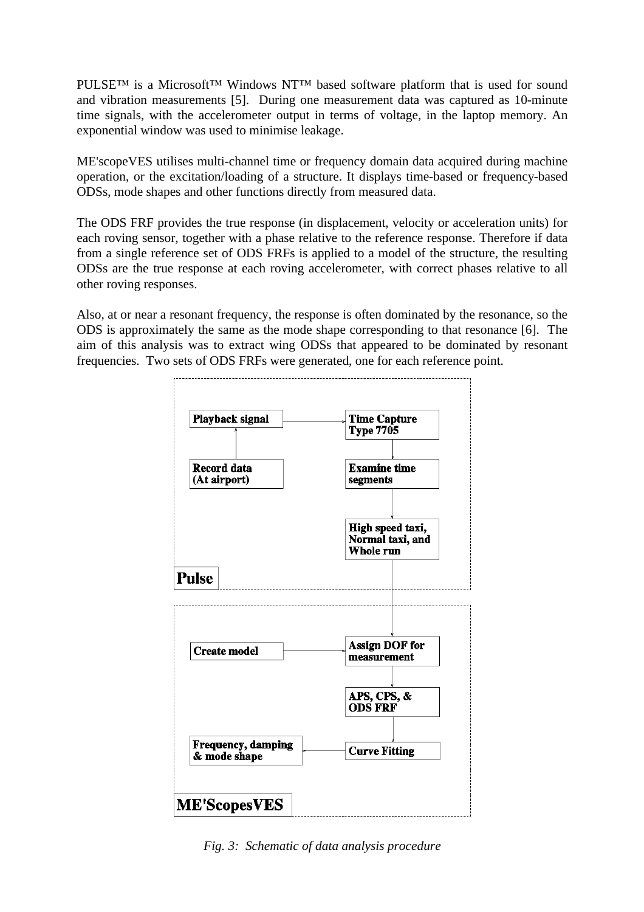PULSE™ is a Microsoft™ Windows NT™ based software platform that is used for sound and vibration measurements [5]. During one measurement data was captured as 10-minute time signals, with the accelerometer output in terms of voltage, in the laptop memory. An exponential window was used to minimise leakage.

ME'scopeVES utilises multi-channel time or frequency domain data acquired during machine operation, or the excitation/loading of a structure. It displays time-based or frequency-based ODSs, mode shapes and other functions directly from measured data.

The ODS FRF provides the true response (in displacement, velocity or acceleration units) for each roving sensor, together with a phase relative to the reference response. Therefore if data from a single reference set of ODS FRFs is applied to a model of the structure, the resulting ODSs are the true response at each roving accelerometer, with correct phases relative to all other roving responses.

Also, at or near a resonant frequency, the response is often dominated by the resonance, so the ODS is approximately the same as the mode shape corresponding to that resonance [6]. The aim of this analysis was to extract wing ODSs that appeared to be dominated by resonant frequencies. Two sets of ODS FRFs were generated, one for each reference point.

*Fig. 3: Schematic of data analysis procedure*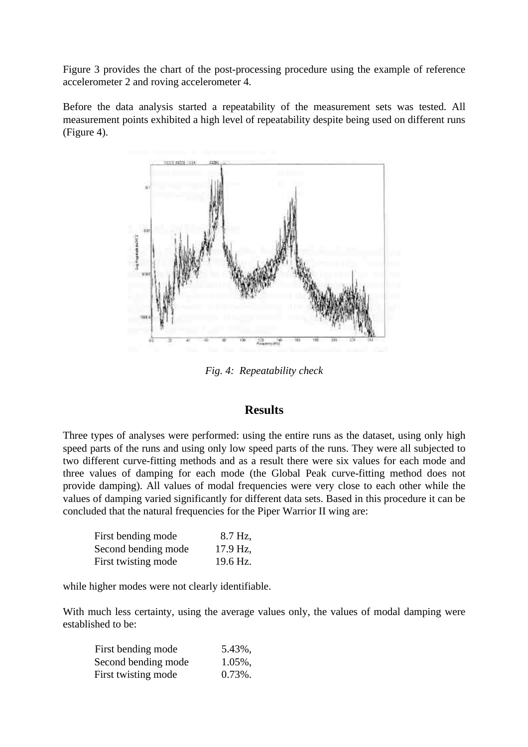Figure 3 provides the chart of the post-processing procedure using the example of reference accelerometer 2 and roving accelerometer 4.

Before the data analysis started a repeatability of the measurement sets was tested. All measurement points exhibited a high level of repeatability despite being used on different runs (Figure 4).

*Fig. 4: Repeatability check*

## Results

Three types of analyses were performed: using the entire runs as the dataset, using only high speed parts of the runs and using only low speed parts of the runs. They were all subjected to two different curve-fitting methods and as a result there were six values for each mode and three values of damping for each mode (the Global Peak curve-fitting method does not provide damping). All values of modal frequencies were very close to each other while the values of damping varied significantly for different data sets. Based in this procedure it can be concluded that the natural frequencies for the Piper Warrior II wing are:

| | |
|---|---|
| First bending mode | 8.7 Hz, |
| Second bending mode | 17.9 Hz, |
| First twisting mode | 19.6 Hz. |

while higher modes were not clearly identifiable.

With much less certainty, using the average values only, the values of modal damping were established to be:

| | |
|---|---|
| First bending mode | 5.43%, |
| Second bending mode | 1.05%, |
| First twisting mode | 0.73%. |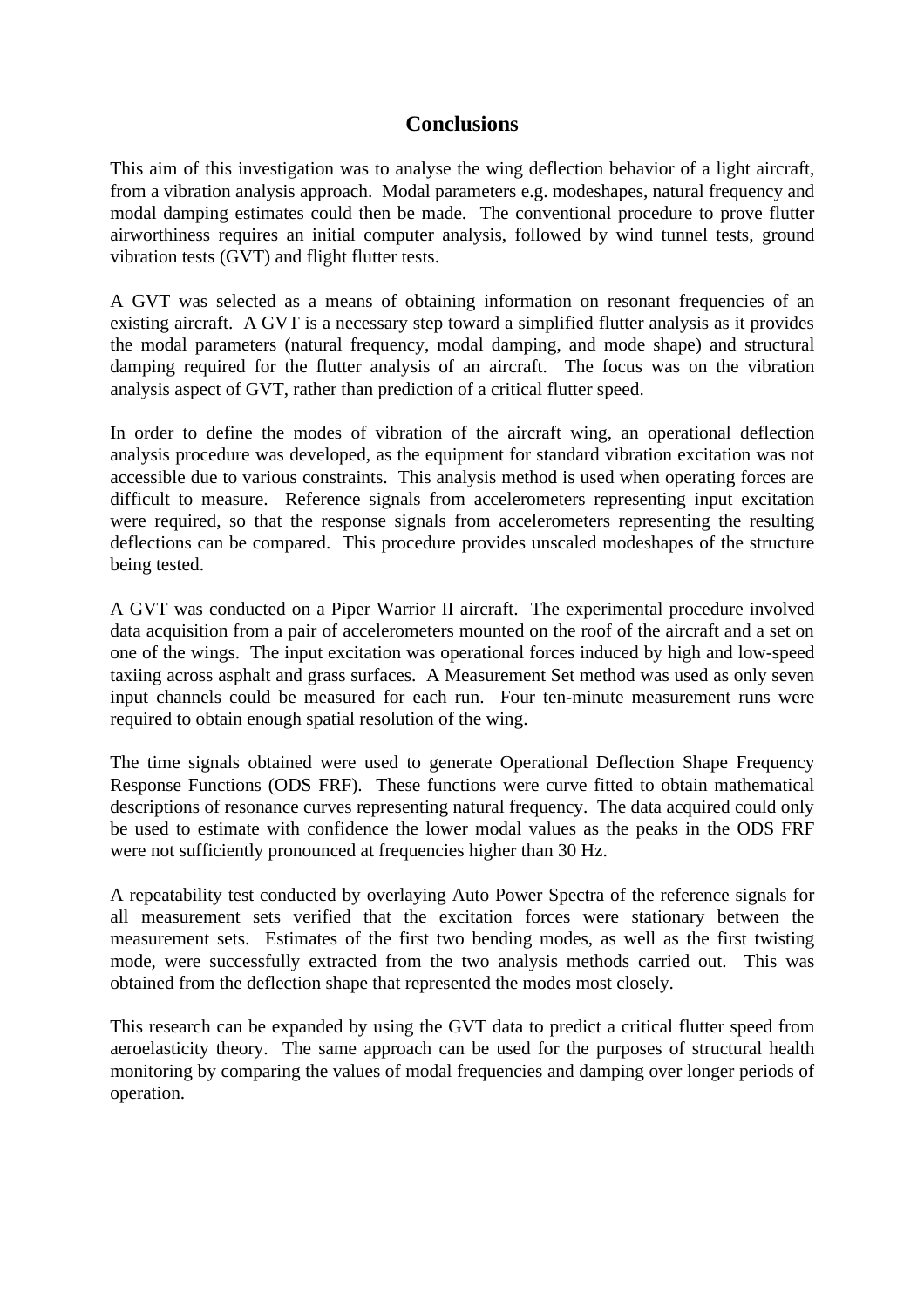# Conclusions

This aim of this investigation was to analyse the wing deflection behavior of a light aircraft, from a vibration analysis approach. Modal parameters e.g. modeshapes, natural frequency and modal damping estimates could then be made. The conventional procedure to prove flutter airworthiness requires an initial computer analysis, followed by wind tunnel tests, ground vibration tests (GVT) and flight flutter tests.

A GVT was selected as a means of obtaining information on resonant frequencies of an existing aircraft. A GVT is a necessary step toward a simplified flutter analysis as it provides the modal parameters (natural frequency, modal damping, and mode shape) and structural damping required for the flutter analysis of an aircraft. The focus was on the vibration analysis aspect of GVT, rather than prediction of a critical flutter speed.

In order to define the modes of vibration of the aircraft wing, an operational deflection analysis procedure was developed, as the equipment for standard vibration excitation was not accessible due to various constraints. This analysis method is used when operating forces are difficult to measure. Reference signals from accelerometers representing input excitation were required, so that the response signals from accelerometers representing the resulting deflections can be compared. This procedure provides unscaled modeshapes of the structure being tested.

A GVT was conducted on a Piper Warrior II aircraft. The experimental procedure involved data acquisition from a pair of accelerometers mounted on the roof of the aircraft and a set on one of the wings. The input excitation was operational forces induced by high and low-speed taxiing across asphalt and grass surfaces. A Measurement Set method was used as only seven input channels could be measured for each run. Four ten-minute measurement runs were required to obtain enough spatial resolution of the wing.

The time signals obtained were used to generate Operational Deflection Shape Frequency Response Functions (ODS FRF). These functions were curve fitted to obtain mathematical descriptions of resonance curves representing natural frequency. The data acquired could only be used to estimate with confidence the lower modal values as the peaks in the ODS FRF were not sufficiently pronounced at frequencies higher than 30 Hz.

A repeatability test conducted by overlaying Auto Power Spectra of the reference signals for all measurement sets verified that the excitation forces were stationary between the measurement sets. Estimates of the first two bending modes, as well as the first twisting mode, were successfully extracted from the two analysis methods carried out. This was obtained from the deflection shape that represented the modes most closely.

This research can be expanded by using the GVT data to predict a critical flutter speed from aeroelasticity theory. The same approach can be used for the purposes of structural health monitoring by comparing the values of modal frequencies and damping over longer periods of operation.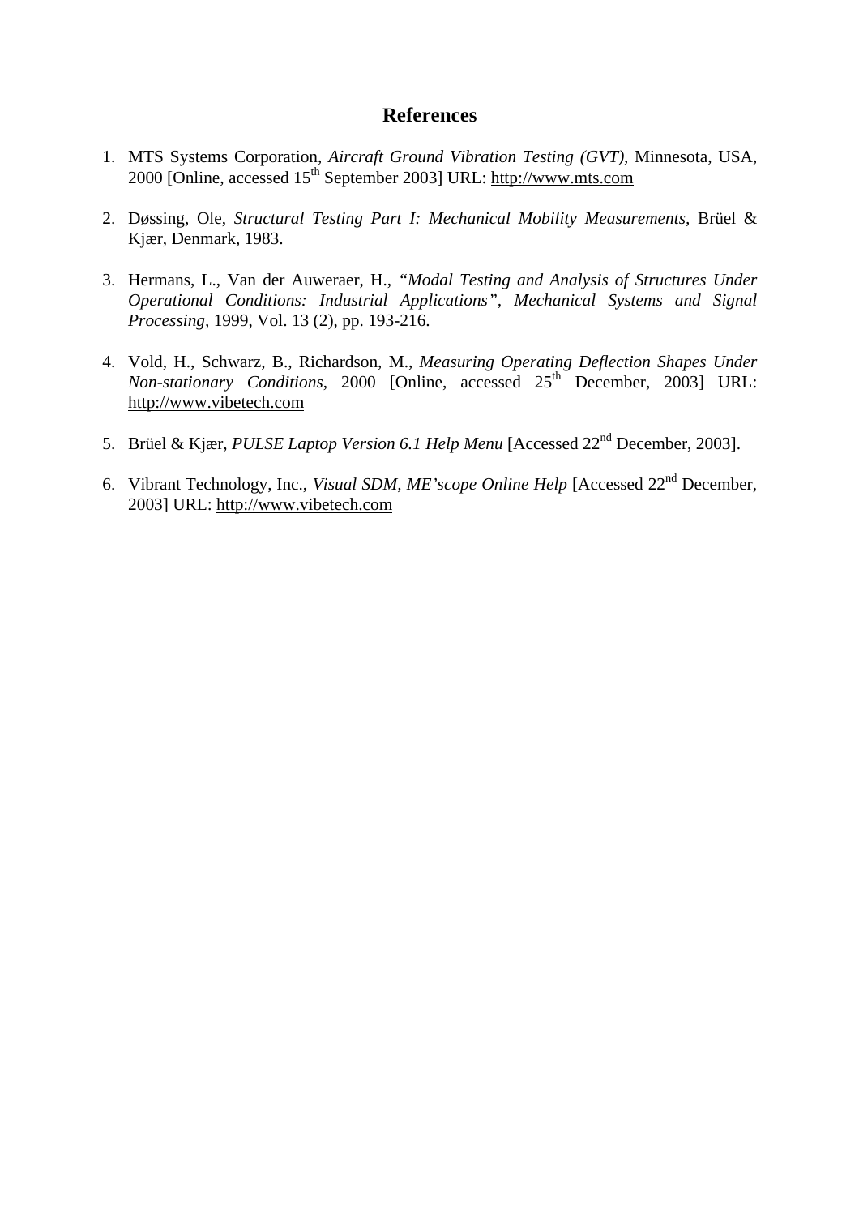## References

1. MTS Systems Corporation, *Aircraft Ground Vibration Testing (GVT)*, Minnesota, USA, 2000 [Online, accessed 15th September 2003] URL: http://www.mts.com

2. Døssing, Ole, *Structural Testing Part I: Mechanical Mobility Measurements,* Brüel & Kjær, Denmark, 1983.

3. Hermans, L., Van der Auweraer, H., "*Modal Testing and Analysis of Structures Under Operational Conditions: Industrial Applications", Mechanical Systems and Signal Processing*, 1999, Vol. 13 (2), pp. 193-216.

4. Vold, H., Schwarz, B., Richardson, M., *Measuring Operating Deflection Shapes Under Non-stationary Conditions*, 2000 [Online, accessed 25th December, 2003] URL: http://www.vibetech.com

5. Brüel & Kjær, *PULSE Laptop Version 6.1 Help Menu* [Accessed 22nd December, 2003].

6. Vibrant Technology, Inc., *Visual SDM, ME'scope Online Help* [Accessed 22nd December, 2003] URL: http://www.vibetech.com